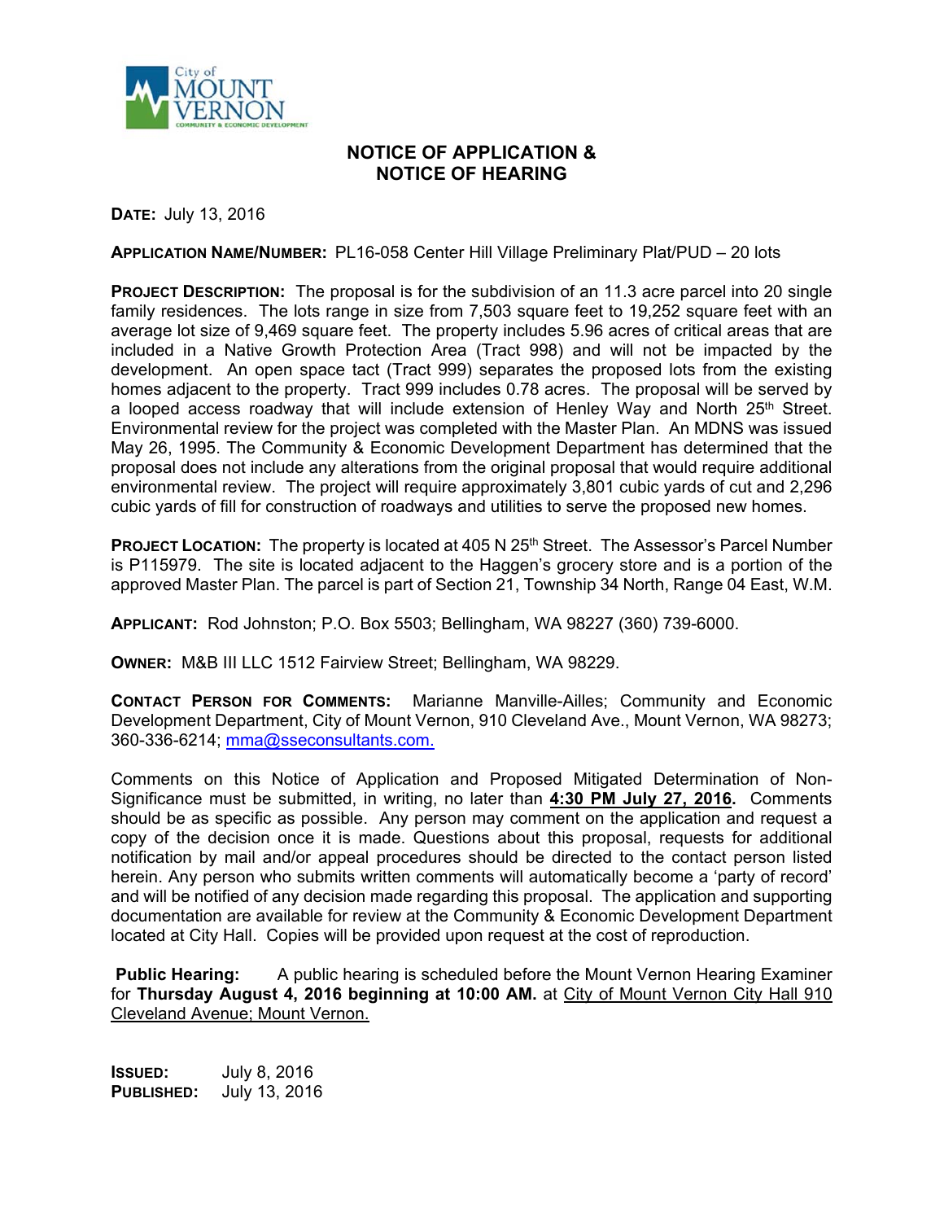City of MOUNT VERNON
COMMUNITY & ECONOMIC DEVELOPMENT

# NOTICE OF APPLICATION & NOTICE OF HEARING

**DATE:** July 13, 2016

**APPLICATION NAME/NUMBER:** PL16-058 Center Hill Village Preliminary Plat/PUD – 20 lots

**PROJECT DESCRIPTION:** The proposal is for the subdivision of an 11.3 acre parcel into 20 single family residences. The lots range in size from 7,503 square feet to 19,252 square feet with an average lot size of 9,469 square feet. The property includes 5.96 acres of critical areas that are included in a Native Growth Protection Area (Tract 998) and will not be impacted by the development. An open space tact (Tract 999) separates the proposed lots from the existing homes adjacent to the property. Tract 999 includes 0.78 acres. The proposal will be served by a looped access roadway that will include extension of Henley Way and North 25th Street. Environmental review for the project was completed with the Master Plan. An MDNS was issued May 26, 1995. The Community & Economic Development Department has determined that the proposal does not include any alterations from the original proposal that would require additional environmental review. The project will require approximately 3,801 cubic yards of cut and 2,296 cubic yards of fill for construction of roadways and utilities to serve the proposed new homes.

**PROJECT LOCATION:** The property is located at 405 N 25th Street. The Assessor's Parcel Number is P115979. The site is located adjacent to the Haggen's grocery store and is a portion of the approved Master Plan. The parcel is part of Section 21, Township 34 North, Range 04 East, W.M.

**APPLICANT:** Rod Johnston; P.O. Box 5503; Bellingham, WA 98227 (360) 739-6000.

**OWNER:** M&B III LLC 1512 Fairview Street; Bellingham, WA 98229.

**CONTACT PERSON FOR COMMENTS:** Marianne Manville-Ailles; Community and Economic Development Department, City of Mount Vernon, 910 Cleveland Ave., Mount Vernon, WA 98273; 360-336-6214; mma@sseconsultants.com.

Comments on this Notice of Application and Proposed Mitigated Determination of Non-Significance must be submitted, in writing, no later than **4:30 PM July 27, 2016.** Comments should be as specific as possible. Any person may comment on the application and request a copy of the decision once it is made. Questions about this proposal, requests for additional notification by mail and/or appeal procedures should be directed to the contact person listed herein. Any person who submits written comments will automatically become a 'party of record' and will be notified of any decision made regarding this proposal. The application and supporting documentation are available for review at the Community & Economic Development Department located at City Hall. Copies will be provided upon request at the cost of reproduction.

**Public Hearing:** A public hearing is scheduled before the Mount Vernon Hearing Examiner for **Thursday August 4, 2016 beginning at 10:00 AM.** at City of Mount Vernon City Hall 910 Cleveland Avenue; Mount Vernon.

**ISSUED:** July 8, 2016
**PUBLISHED:** July 13, 2016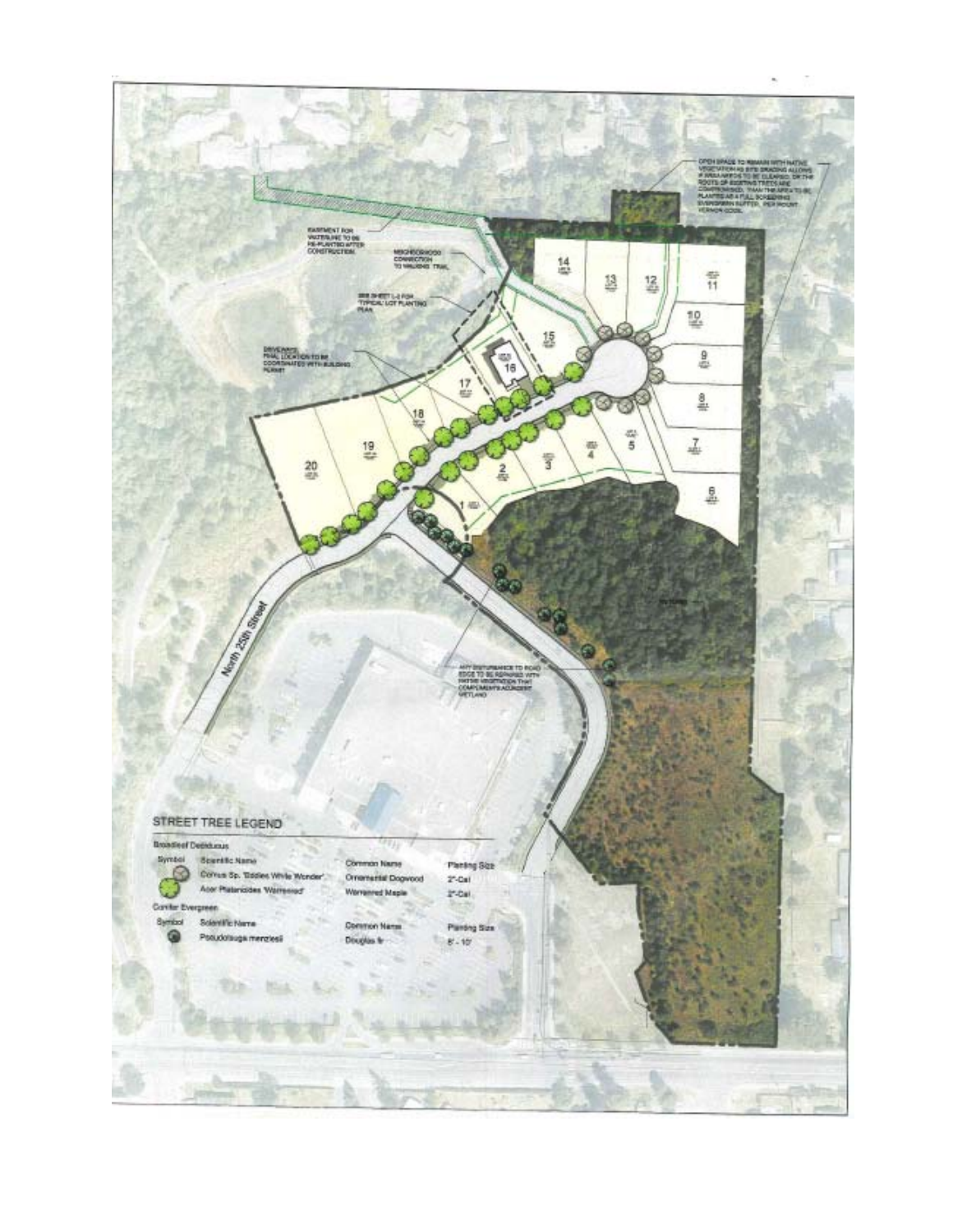OPEN SPACE TO REMAIN WITH NATIVE VEGETATION AS SITE GRADING ALLOWS. IF AREA NEEDS TO BE CLEARED, OR THE ROOTS OF EXISTING TREES ARE COMPROMISED, THAN THE AREA TO BE PLANTED AS A FULL SCREENING EVERGREEN BUFFER, PER MOUNT VERNON CODE.

EASEMENT FOR WATERLINE TO BE RE-PLANTED AFTER CONSTRUCTION

NEIGHBORHOOD CONNECTION TO WALKING TRAIL

SEE SHEET L-2 FOR TYPICAL LOT PLANTING PLAN

DRIVEWAYS FINAL LOCATION TO BE COORDINATED WITH BUILDING PERMIT

14
13
12
11
10
9
8
7
6
15
16
17
18
19
20
1
2
3
4
5

WETLAND

ANY DISTURBANCE TO ROAD EDGE TO BE REPAIRED WITH NATIVE VEGETATION THAT COMPLEMENTS ADJACENT WETLAND

North 25th Street

## STREET TREE LEGEND

Broadleaf Deciduous

| Symbol | Scientific Name | Common Name | Planting Size |
|---|---|---|---|
| | Cornus Sp. 'Eddies White Wonder' | Ornamental Dogwood | 2"-Cal |
| | Acer Platanoides 'Warrenred' | Warrenred Maple | 2"-Cal |

Conifer Evergreen

| Symbol | Scientific Name | Common Name | Planting Size |
|---|---|---|---|
| | Pseudotsuga menziesii | Douglas fir | 8' - 10' |